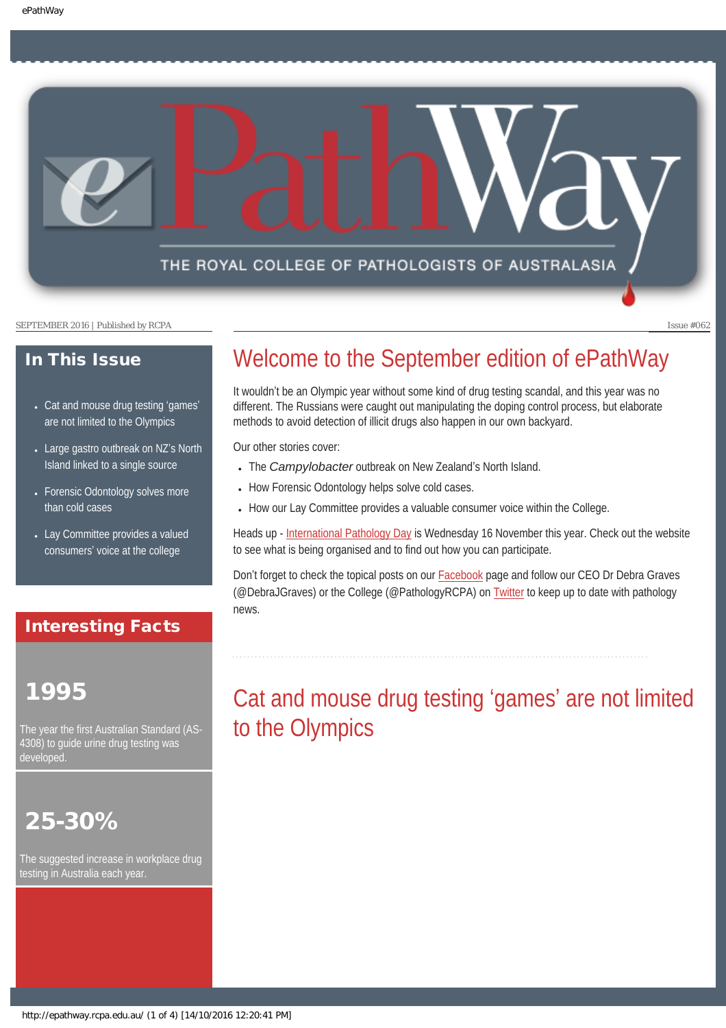# ePathWay

THE ROYAL COLLEGE OF PATHOLOGISTS OF AUSTRALASIA

SEPTEMBER 2016 | Published by RCPA

Issue #062

## In This Issue

- Cat and mouse drug testing 'games' are not limited to the Olympics
- Large gastro outbreak on NZ's North Island linked to a single source
- Forensic Odontology solves more than cold cases
- Lay Committee provides a valued consumers' voice at the college

## Interesting Facts

### 1995

The year the first Australian Standard (AS-4308) to guide urine drug testing was developed.

### 25-30%

The suggested increase in workplace drug testing in Australia each year.

## Welcome to the September edition of ePathWay

It wouldn't be an Olympic year without some kind of drug testing scandal, and this year was no different. The Russians were caught out manipulating the doping control process, but elaborate methods to avoid detection of illicit drugs also happen in our own backyard.

Our other stories cover:

- The *Campylobacter* outbreak on New Zealand's North Island.
- How Forensic Odontology helps solve cold cases.
- How our Lay Committee provides a valuable consumer voice within the College.

Heads up - International Pathology Day is Wednesday 16 November this year. Check out the website to see what is being organised and to find out how you can participate.

Don't forget to check the topical posts on our Facebook page and follow our CEO Dr Debra Graves (@DebraJGraves) or the College (@PathologyRCPA) on Twitter to keep up to date with pathology news.

## Cat and mouse drug testing 'games' are not limited to the Olympics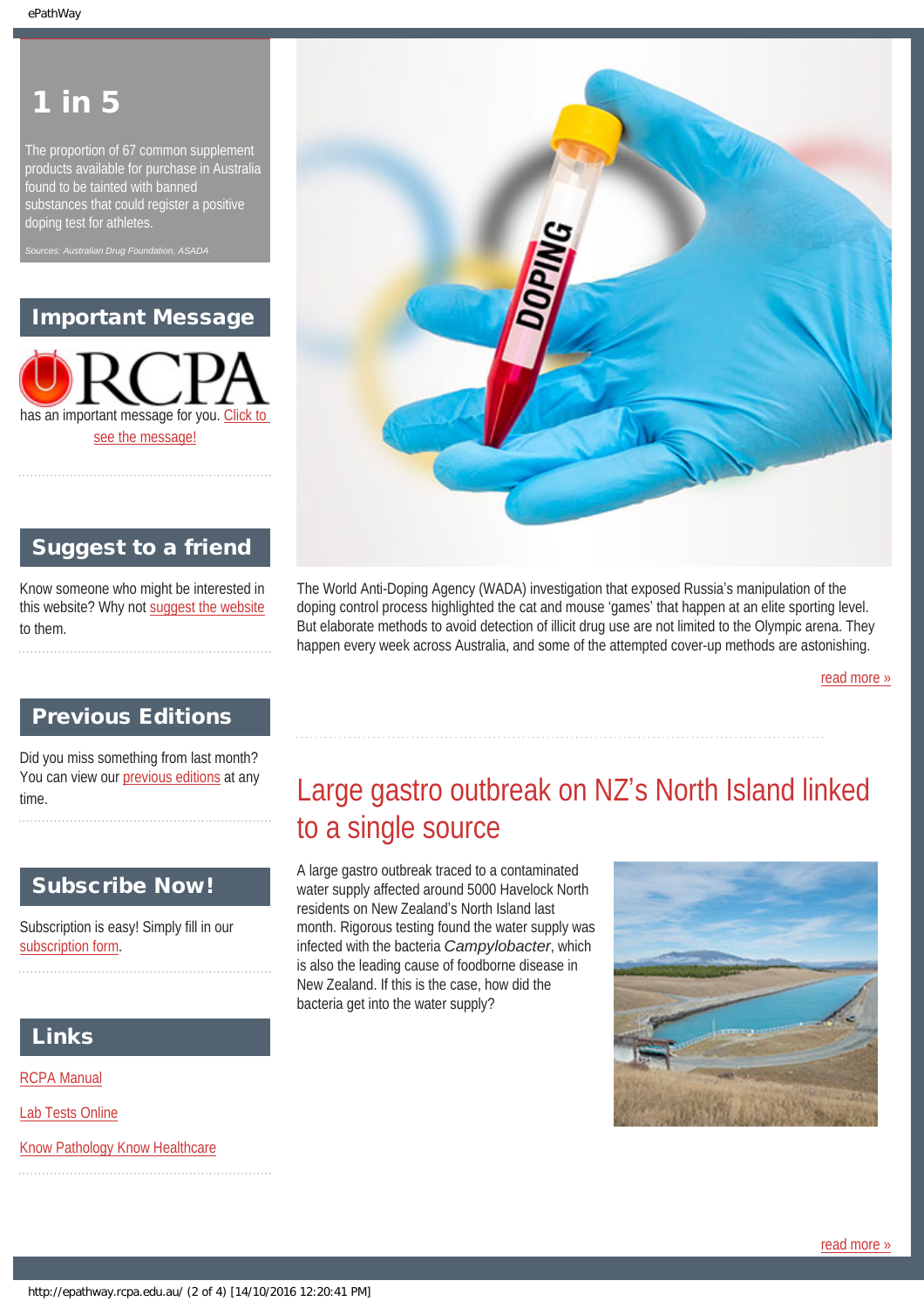## 1 in 5

The proportion of 67 common supplement products available for purchase in Australia found to be tainted with banned substances that could register a positive doping test for athletes.

*Sources: Australian Drug Foundation, ASADA*

## Important Message

RCPA has an important message for you. Click to see the message!

## Suggest to a friend

Know someone who might be interested in this website? Why not suggest the website to them.

## Previous Editions

Did you miss something from last month? You can view our previous editions at any time.

## Subscribe Now!

Subscription is easy! Simply fill in our subscription form.

## Links

RCPA Manual

Lab Tests Online

Know Pathology Know Healthcare

The World Anti-Doping Agency (WADA) investigation that exposed Russia's manipulation of the doping control process highlighted the cat and mouse 'games' that happen at an elite sporting level. But elaborate methods to avoid detection of illicit drug use are not limited to the Olympic arena. They happen every week across Australia, and some of the attempted cover-up methods are astonishing.

read more »

## Large gastro outbreak on NZ's North Island linked to a single source

A large gastro outbreak traced to a contaminated water supply affected around 5000 Havelock North residents on New Zealand's North Island last month. Rigorous testing found the water supply was infected with the bacteria *Campylobacter*, which is also the leading cause of foodborne disease in New Zealand. If this is the case, how did the bacteria get into the water supply?

read more »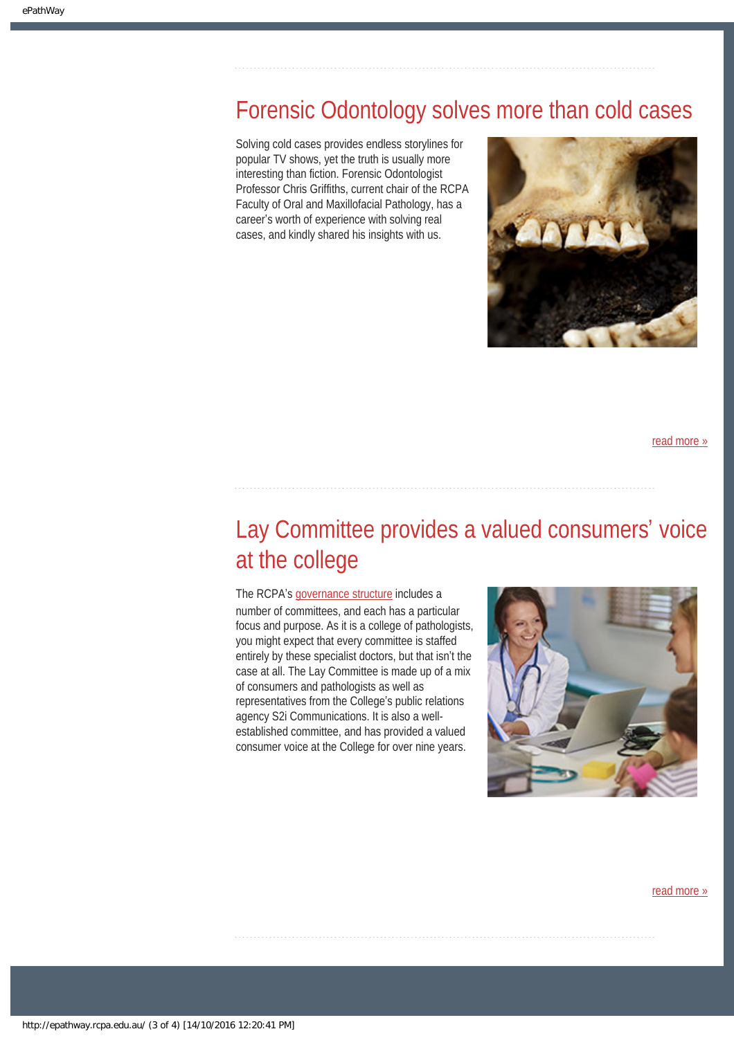## Forensic Odontology solves more than cold cases

Solving cold cases provides endless storylines for popular TV shows, yet the truth is usually more interesting than fiction. Forensic Odontologist Professor Chris Griffiths, current chair of the RCPA Faculty of Oral and Maxillofacial Pathology, has a career's worth of experience with solving real cases, and kindly shared his insights with us.

read more »

## Lay Committee provides a valued consumers' voice at the college

The RCPA's governance structure includes a number of committees, and each has a particular focus and purpose. As it is a college of pathologists, you might expect that every committee is staffed entirely by these specialist doctors, but that isn't the case at all. The Lay Committee is made up of a mix of consumers and pathologists as well as representatives from the College's public relations agency S2i Communications. It is also a well-established committee, and has provided a valued consumer voice at the College for over nine years.

read more »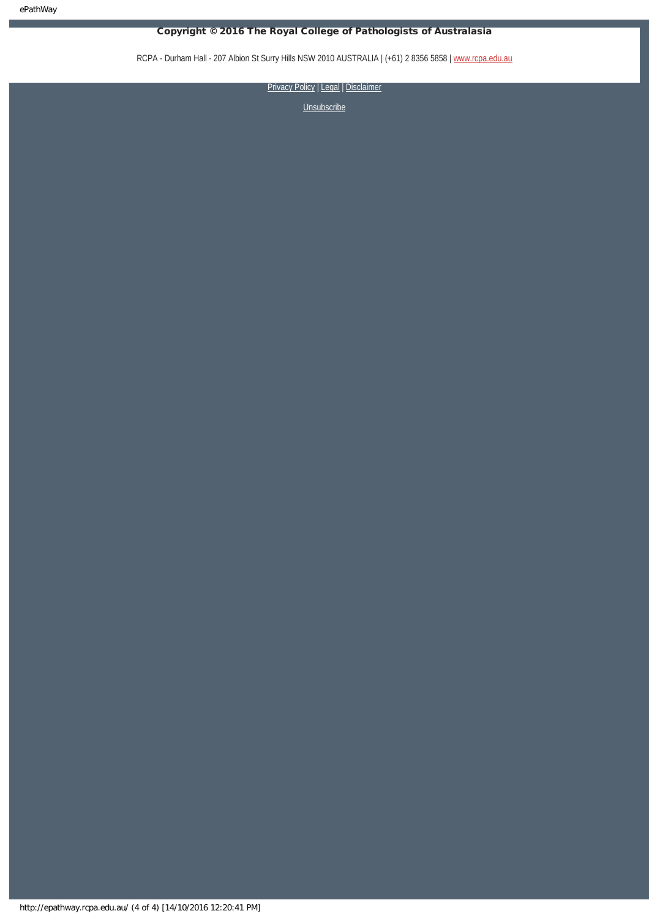**Copyright © 2016 The Royal College of Pathologists of Australasia**

RCPA - Durham Hall - 207 Albion St Surry Hills NSW 2010 AUSTRALIA | (+61) 2 8356 5858 | www.rcpa.edu.au

Privacy Policy | Legal | Disclaimer

Unsubscribe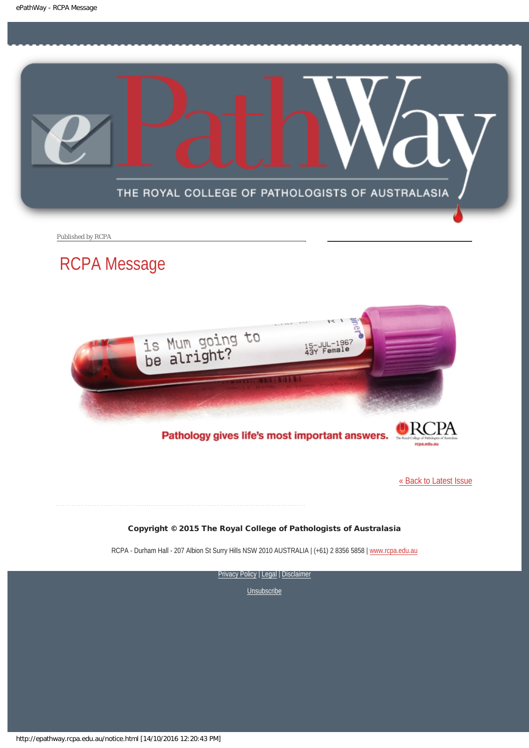Published by RCPA

# RCPA Message

is Mum going to be alright?

15-JUL-1967
43Y Female

Pathology gives life's most important answers. RCPA

« Back to Latest Issue

**Copyright © 2015 The Royal College of Pathologists of Australasia**

RCPA - Durham Hall - 207 Albion St Surry Hills NSW 2010 AUSTRALIA | (+61) 2 8356 5858 | www.rcpa.edu.au

Privacy Policy | Legal | Disclaimer

Unsubscribe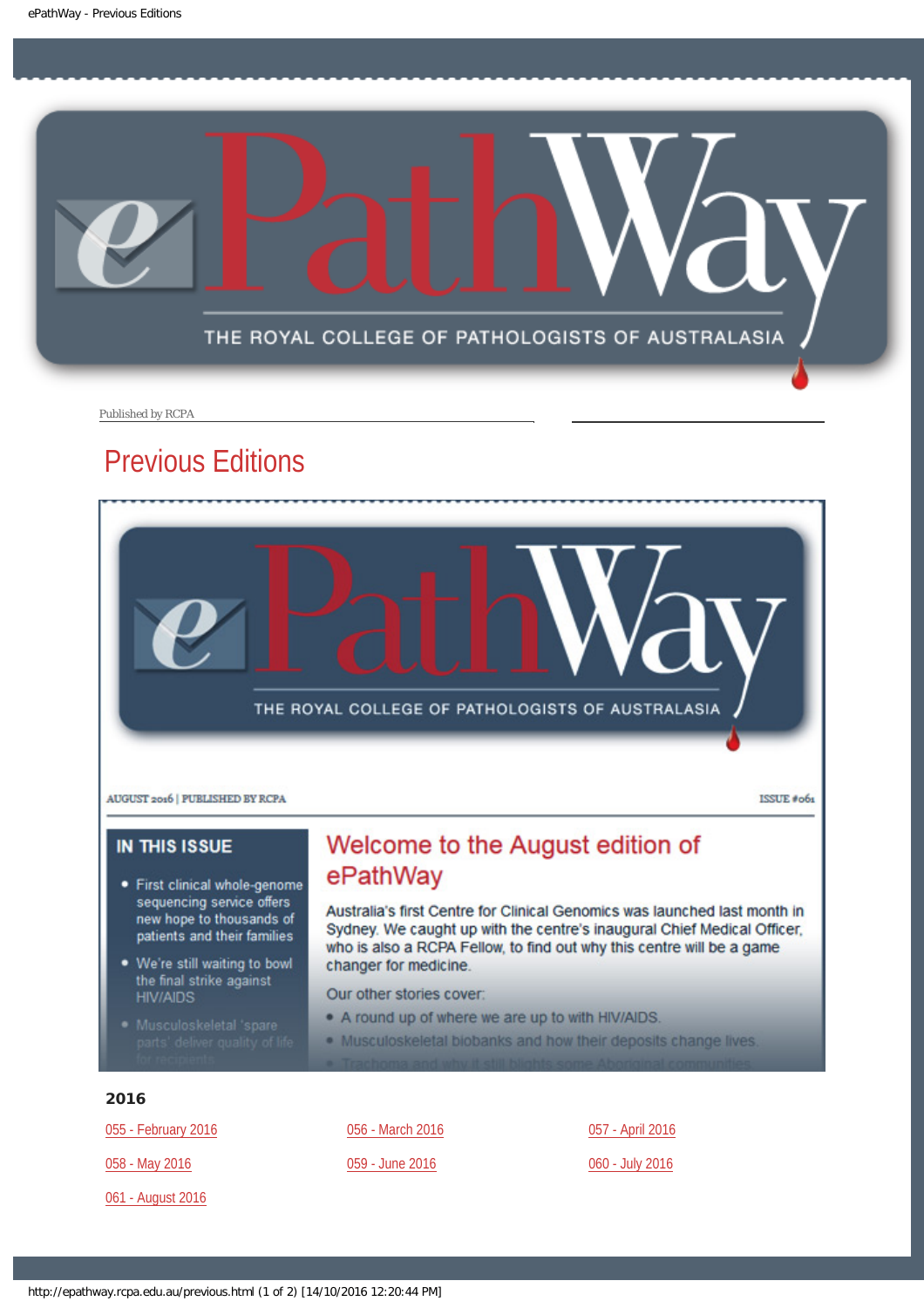Published by RCPA

# Previous Editions

AUGUST 2016 | PUBLISHED BY RCPA

ISSUE #061

**IN THIS ISSUE**

- First clinical whole-genome sequencing service offers new hope to thousands of patients and their families
- We're still waiting to bowl the final strike against HIV/AIDS
- Musculoskeletal 'spare parts' deliver quality of life for recipients

## Welcome to the August edition of ePathWay

Australia's first Centre for Clinical Genomics was launched last month in Sydney. We caught up with the centre's inaugural Chief Medical Officer, who is also a RCPA Fellow, to find out why this centre will be a game changer for medicine.

Our other stories cover:

- A round up of where we are up to with HIV/AIDS.
- Musculoskeletal biobanks and how their deposits change lives.
- Trachoma and why it still blights some Aboriginal communities.

### 2016

055 - February 2016

056 - March 2016

057 - April 2016

058 - May 2016

059 - June 2016

060 - July 2016

061 - August 2016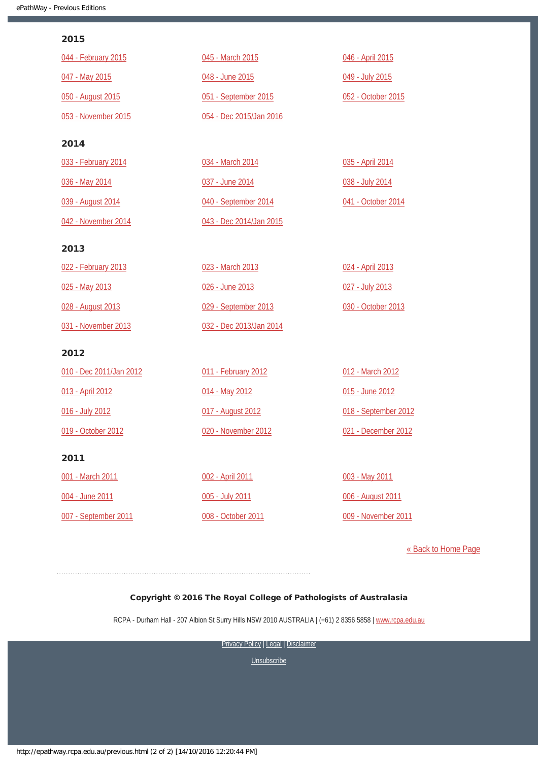## 2015

044 - February 2015
045 - March 2015
046 - April 2015
047 - May 2015
048 - June 2015
049 - July 2015
050 - August 2015
051 - September 2015
052 - October 2015
053 - November 2015
054 - Dec 2015/Jan 2016

## 2014

033 - February 2014
034 - March 2014
035 - April 2014
036 - May 2014
037 - June 2014
038 - July 2014
039 - August 2014
040 - September 2014
041 - October 2014
042 - November 2014
043 - Dec 2014/Jan 2015

## 2013

022 - February 2013
023 - March 2013
024 - April 2013
025 - May 2013
026 - June 2013
027 - July 2013
028 - August 2013
029 - September 2013
030 - October 2013
031 - November 2013
032 - Dec 2013/Jan 2014

## 2012

010 - Dec 2011/Jan 2012
011 - February 2012
012 - March 2012
013 - April 2012
014 - May 2012
015 - June 2012
016 - July 2012
017 - August 2012
018 - September 2012
019 - October 2012
020 - November 2012
021 - December 2012

## 2011

001 - March 2011
002 - April 2011
003 - May 2011
004 - June 2011
005 - July 2011
006 - August 2011
007 - September 2011
008 - October 2011
009 - November 2011

« Back to Home Page

**Copyright © 2016 The Royal College of Pathologists of Australasia**

RCPA - Durham Hall - 207 Albion St Surry Hills NSW 2010 AUSTRALIA | (+61) 2 8356 5858 | www.rcpa.edu.au

Privacy Policy | Legal | Disclaimer

Unsubscribe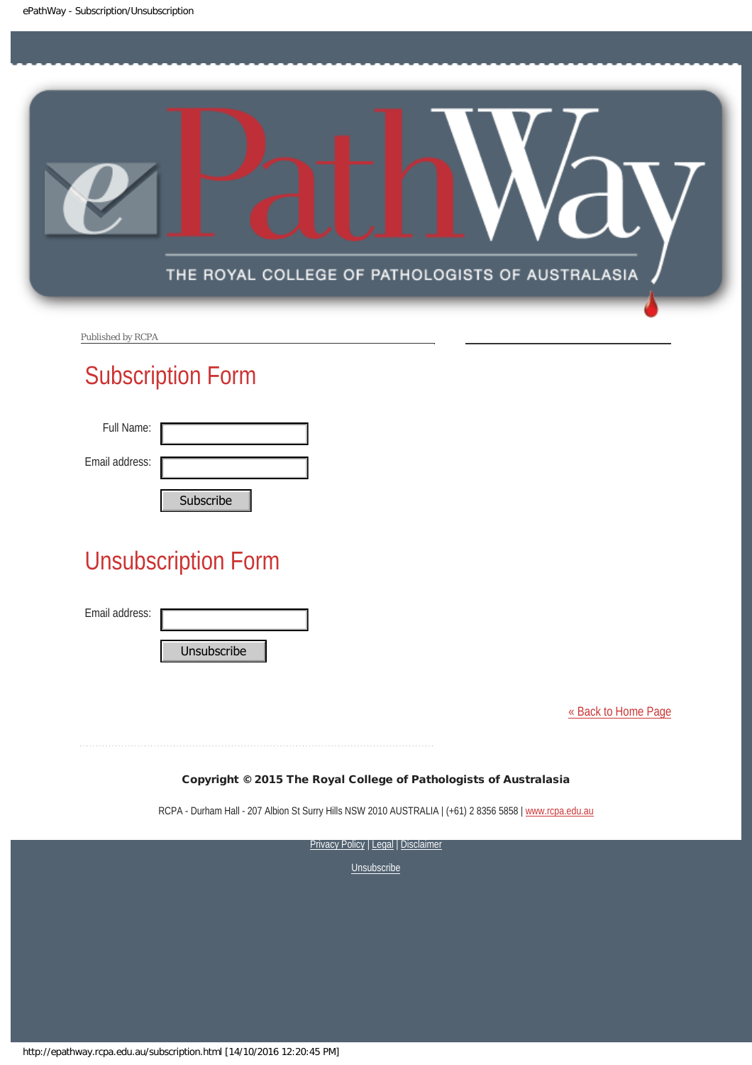Published by RCPA

## Subscription Form

Full Name:

Email address:

Subscribe

## Unsubscription Form

Email address:

Unsubscribe

[« Back to Home Page](#)

**Copyright © 2015 The Royal College of Pathologists of Australasia**

RCPA - Durham Hall - 207 Albion St Surry Hills NSW 2010 AUSTRALIA | (+61) 2 8356 5858 | [www.rcpa.edu.au](http://www.rcpa.edu.au)

[Privacy Policy](#) | [Legal](#) | [Disclaimer](#)

[Unsubscribe](#)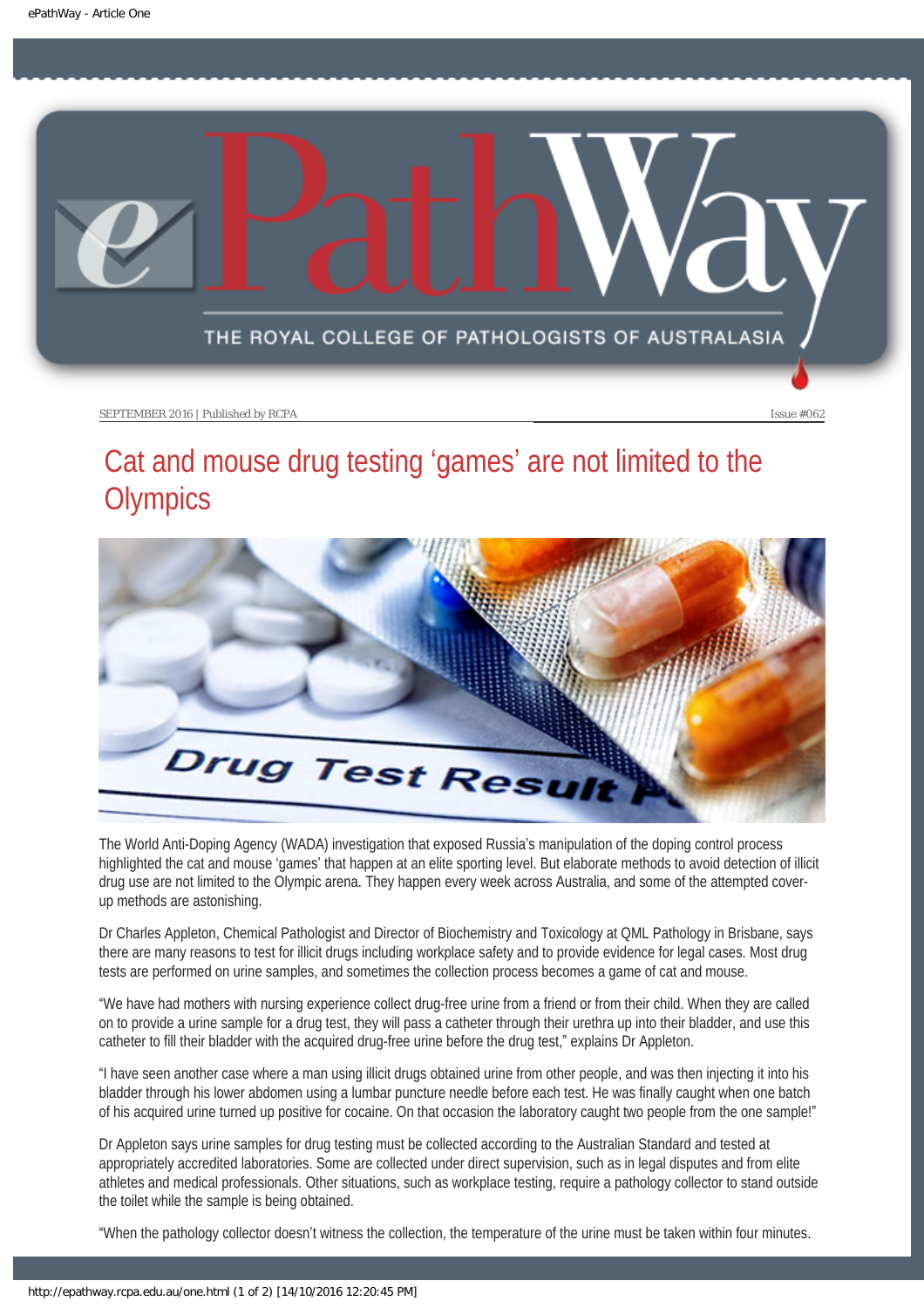SEPTEMBER 2016 | Published by RCPA Issue #062

# Cat and mouse drug testing 'games' are not limited to the Olympics

The World Anti-Doping Agency (WADA) investigation that exposed Russia's manipulation of the doping control process highlighted the cat and mouse 'games' that happen at an elite sporting level. But elaborate methods to avoid detection of illicit drug use are not limited to the Olympic arena. They happen every week across Australia, and some of the attempted cover-up methods are astonishing.

Dr Charles Appleton, Chemical Pathologist and Director of Biochemistry and Toxicology at QML Pathology in Brisbane, says there are many reasons to test for illicit drugs including workplace safety and to provide evidence for legal cases. Most drug tests are performed on urine samples, and sometimes the collection process becomes a game of cat and mouse.

"We have had mothers with nursing experience collect drug-free urine from a friend or from their child. When they are called on to provide a urine sample for a drug test, they will pass a catheter through their urethra up into their bladder, and use this catheter to fill their bladder with the acquired drug-free urine before the drug test," explains Dr Appleton.

"I have seen another case where a man using illicit drugs obtained urine from other people, and was then injecting it into his bladder through his lower abdomen using a lumbar puncture needle before each test. He was finally caught when one batch of his acquired urine turned up positive for cocaine. On that occasion the laboratory caught two people from the one sample!"

Dr Appleton says urine samples for drug testing must be collected according to the Australian Standard and tested at appropriately accredited laboratories. Some are collected under direct supervision, such as in legal disputes and from elite athletes and medical professionals. Other situations, such as workplace testing, require a pathology collector to stand outside the toilet while the sample is being obtained.

"When the pathology collector doesn't witness the collection, the temperature of the urine must be taken within four minutes.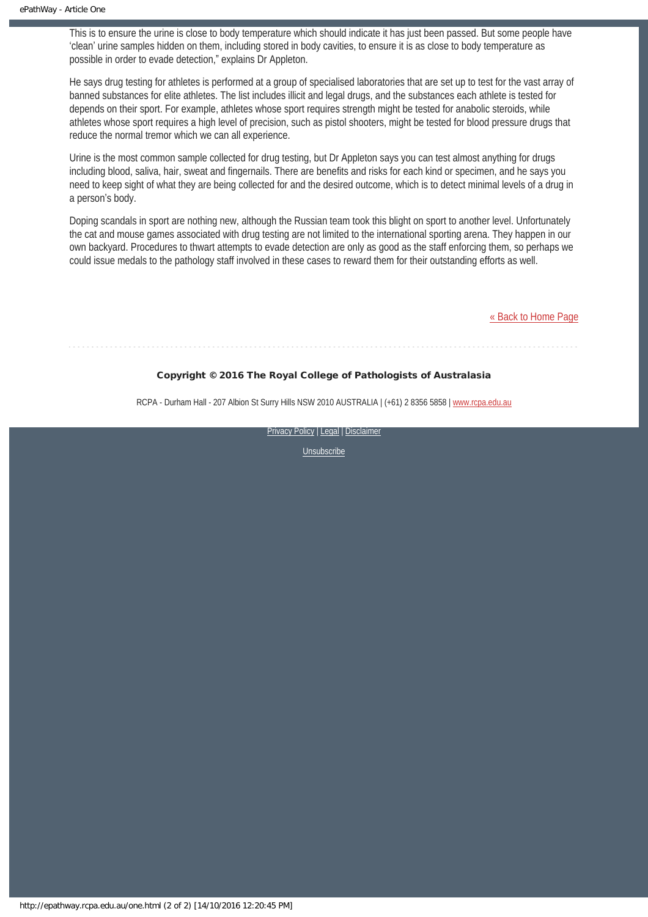This is to ensure the urine is close to body temperature which should indicate it has just been passed. But some people have 'clean' urine samples hidden on them, including stored in body cavities, to ensure it is as close to body temperature as possible in order to evade detection," explains Dr Appleton.

He says drug testing for athletes is performed at a group of specialised laboratories that are set up to test for the vast array of banned substances for elite athletes. The list includes illicit and legal drugs, and the substances each athlete is tested for depends on their sport. For example, athletes whose sport requires strength might be tested for anabolic steroids, while athletes whose sport requires a high level of precision, such as pistol shooters, might be tested for blood pressure drugs that reduce the normal tremor which we can all experience.

Urine is the most common sample collected for drug testing, but Dr Appleton says you can test almost anything for drugs including blood, saliva, hair, sweat and fingernails. There are benefits and risks for each kind or specimen, and he says you need to keep sight of what they are being collected for and the desired outcome, which is to detect minimal levels of a drug in a person's body.

Doping scandals in sport are nothing new, although the Russian team took this blight on sport to another level. Unfortunately the cat and mouse games associated with drug testing are not limited to the international sporting arena. They happen in our own backyard. Procedures to thwart attempts to evade detection are only as good as the staff enforcing them, so perhaps we could issue medals to the pathology staff involved in these cases to reward them for their outstanding efforts as well.

« Back to Home Page

**Copyright © 2016 The Royal College of Pathologists of Australasia**

RCPA - Durham Hall - 207 Albion St Surry Hills NSW 2010 AUSTRALIA | (+61) 2 8356 5858 | www.rcpa.edu.au

Privacy Policy | Legal | Disclaimer

Unsubscribe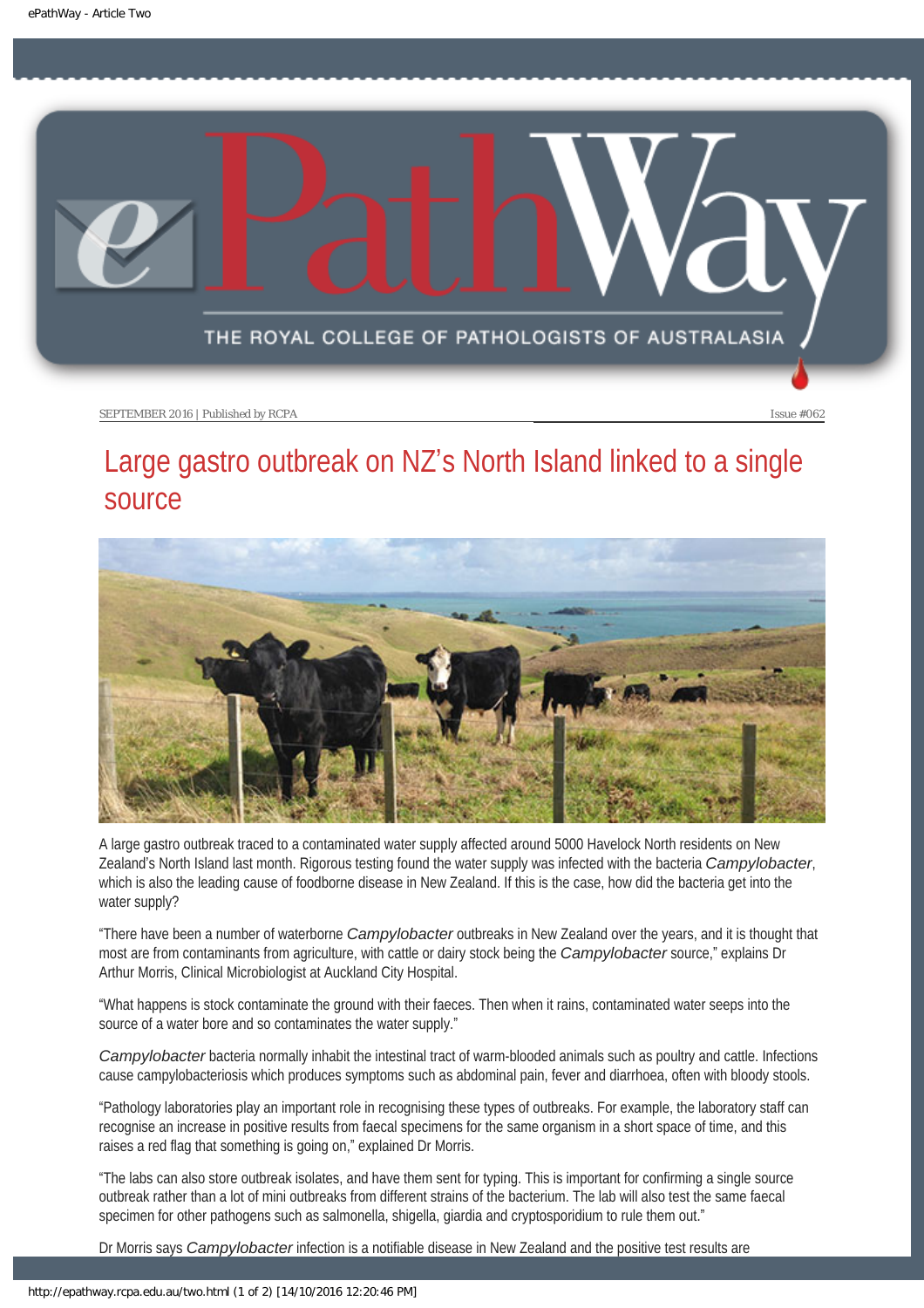SEPTEMBER 2016 | Published by RCPA

Issue #062

# Large gastro outbreak on NZ's North Island linked to a single source

A large gastro outbreak traced to a contaminated water supply affected around 5000 Havelock North residents on New Zealand's North Island last month. Rigorous testing found the water supply was infected with the bacteria *Campylobacter*, which is also the leading cause of foodborne disease in New Zealand. If this is the case, how did the bacteria get into the water supply?

"There have been a number of waterborne *Campylobacter* outbreaks in New Zealand over the years, and it is thought that most are from contaminants from agriculture, with cattle or dairy stock being the *Campylobacter* source," explains Dr Arthur Morris, Clinical Microbiologist at Auckland City Hospital.

"What happens is stock contaminate the ground with their faeces. Then when it rains, contaminated water seeps into the source of a water bore and so contaminates the water supply."

*Campylobacter* bacteria normally inhabit the intestinal tract of warm-blooded animals such as poultry and cattle. Infections cause campylobacteriosis which produces symptoms such as abdominal pain, fever and diarrhoea, often with bloody stools.

"Pathology laboratories play an important role in recognising these types of outbreaks. For example, the laboratory staff can recognise an increase in positive results from faecal specimens for the same organism in a short space of time, and this raises a red flag that something is going on," explained Dr Morris.

"The labs can also store outbreak isolates, and have them sent for typing. This is important for confirming a single source outbreak rather than a lot of mini outbreaks from different strains of the bacterium. The lab will also test the same faecal specimen for other pathogens such as salmonella, shigella, giardia and cryptosporidium to rule them out."

Dr Morris says *Campylobacter* infection is a notifiable disease in New Zealand and the positive test results are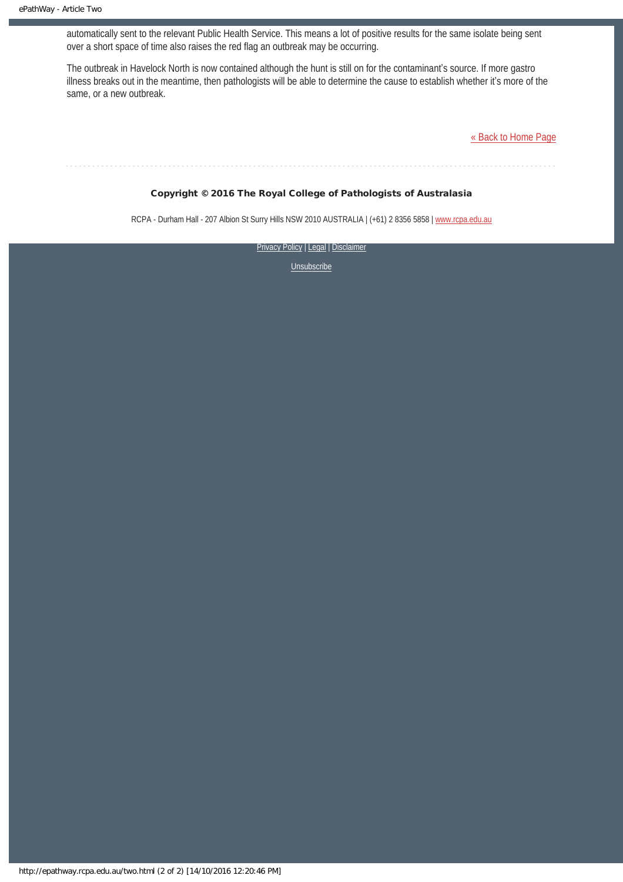automatically sent to the relevant Public Health Service. This means a lot of positive results for the same isolate being sent over a short space of time also raises the red flag an outbreak may be occurring.

The outbreak in Havelock North is now contained although the hunt is still on for the contaminant's source. If more gastro illness breaks out in the meantime, then pathologists will be able to determine the cause to establish whether it's more of the same, or a new outbreak.

« Back to Home Page

**Copyright © 2016 The Royal College of Pathologists of Australasia**

RCPA - Durham Hall - 207 Albion St Surry Hills NSW 2010 AUSTRALIA | (+61) 2 8356 5858 | www.rcpa.edu.au

Privacy Policy | Legal | Disclaimer

Unsubscribe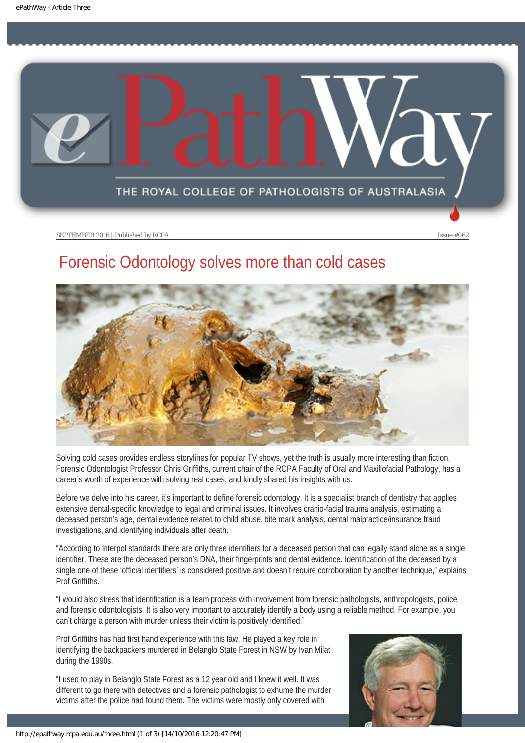SEPTEMBER 2016 | Published by RCPA

Issue #062

# Forensic Odontology solves more than cold cases

Solving cold cases provides endless storylines for popular TV shows, yet the truth is usually more interesting than fiction. Forensic Odontologist Professor Chris Griffiths, current chair of the RCPA Faculty of Oral and Maxillofacial Pathology, has a career's worth of experience with solving real cases, and kindly shared his insights with us.

Before we delve into his career, it's important to define forensic odontology. It is a specialist branch of dentistry that applies extensive dental-specific knowledge to legal and criminal issues. It involves cranio-facial trauma analysis, estimating a deceased person's age, dental evidence related to child abuse, bite mark analysis, dental malpractice/insurance fraud investigations, and identifying individuals after death.

"According to Interpol standards there are only three identifiers for a deceased person that can legally stand alone as a single identifier. These are the deceased person's DNA, their fingerprints and dental evidence. Identification of the deceased by a single one of these 'official identifiers' is considered positive and doesn't require corroboration by another technique," explains Prof Griffiths.

"I would also stress that identification is a team process with involvement from forensic pathologists, anthropologists, police and forensic odontologists. It is also very important to accurately identify a body using a reliable method. For example, you can't charge a person with murder unless their victim is positively identified."

Prof Griffiths has had first hand experience with this law. He played a key role in identifying the backpackers murdered in Belanglo State Forest in NSW by Ivan Milat during the 1990s.

"I used to play in Belanglo State Forest as a 12 year old and I knew it well. It was different to go there with detectives and a forensic pathologist to exhume the murder victims after the police had found them. The victims were mostly only covered with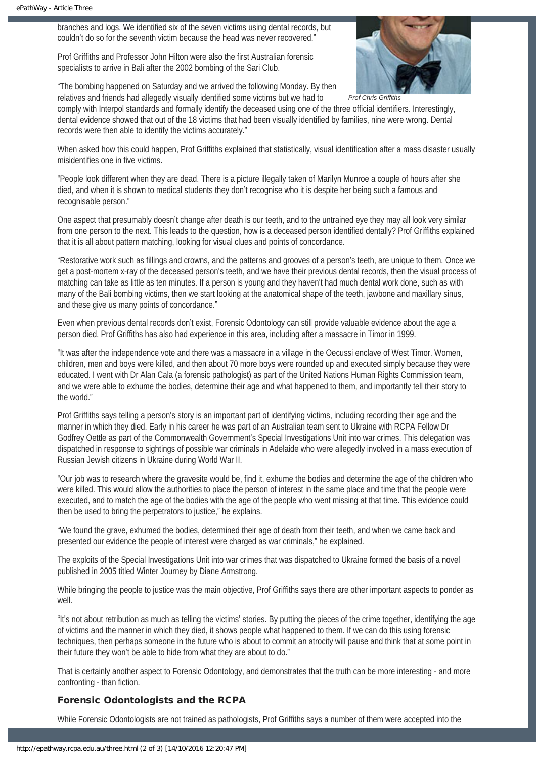branches and logs. We identified six of the seven victims using dental records, but couldn't do so for the seventh victim because the head was never recovered."

Prof Griffiths and Professor John Hilton were also the first Australian forensic specialists to arrive in Bali after the 2002 bombing of the Sari Club.

"The bombing happened on Saturday and we arrived the following Monday. By then relatives and friends had allegedly visually identified some victims but we had to comply with Interpol standards and formally identify the deceased using one of the three official identifiers. Interestingly, dental evidence showed that out of the 18 victims that had been visually identified by families, nine were wrong. Dental records were then able to identify the victims accurately."

*Prof Chris Griffiths*

When asked how this could happen, Prof Griffiths explained that statistically, visual identification after a mass disaster usually misidentifies one in five victims.

"People look different when they are dead. There is a picture illegally taken of Marilyn Munroe a couple of hours after she died, and when it is shown to medical students they don't recognise who it is despite her being such a famous and recognisable person."

One aspect that presumably doesn't change after death is our teeth, and to the untrained eye they may all look very similar from one person to the next. This leads to the question, how is a deceased person identified dentally? Prof Griffiths explained that it is all about pattern matching, looking for visual clues and points of concordance.

"Restorative work such as fillings and crowns, and the patterns and grooves of a person's teeth, are unique to them. Once we get a post-mortem x-ray of the deceased person's teeth, and we have their previous dental records, then the visual process of matching can take as little as ten minutes. If a person is young and they haven't had much dental work done, such as with many of the Bali bombing victims, then we start looking at the anatomical shape of the teeth, jawbone and maxillary sinus, and these give us many points of concordance."

Even when previous dental records don't exist, Forensic Odontology can still provide valuable evidence about the age a person died. Prof Griffiths has also had experience in this area, including after a massacre in Timor in 1999.

"It was after the independence vote and there was a massacre in a village in the Oecussi enclave of West Timor. Women, children, men and boys were killed, and then about 70 more boys were rounded up and executed simply because they were educated. I went with Dr Alan Cala (a forensic pathologist) as part of the United Nations Human Rights Commission team, and we were able to exhume the bodies, determine their age and what happened to them, and importantly tell their story to the world."

Prof Griffiths says telling a person's story is an important part of identifying victims, including recording their age and the manner in which they died. Early in his career he was part of an Australian team sent to Ukraine with RCPA Fellow Dr Godfrey Oettle as part of the Commonwealth Government's Special Investigations Unit into war crimes. This delegation was dispatched in response to sightings of possible war criminals in Adelaide who were allegedly involved in a mass execution of Russian Jewish citizens in Ukraine during World War II.

"Our job was to research where the gravesite would be, find it, exhume the bodies and determine the age of the children who were killed. This would allow the authorities to place the person of interest in the same place and time that the people were executed, and to match the age of the bodies with the age of the people who went missing at that time. This evidence could then be used to bring the perpetrators to justice," he explains.

"We found the grave, exhumed the bodies, determined their age of death from their teeth, and when we came back and presented our evidence the people of interest were charged as war criminals," he explained.

The exploits of the Special Investigations Unit into war crimes that was dispatched to Ukraine formed the basis of a novel published in 2005 titled Winter Journey by Diane Armstrong.

While bringing the people to justice was the main objective, Prof Griffiths says there are other important aspects to ponder as well.

"It's not about retribution as much as telling the victims' stories. By putting the pieces of the crime together, identifying the age of victims and the manner in which they died, it shows people what happened to them. If we can do this using forensic techniques, then perhaps someone in the future who is about to commit an atrocity will pause and think that at some point in their future they won't be able to hide from what they are about to do."

That is certainly another aspect to Forensic Odontology, and demonstrates that the truth can be more interesting - and more confronting - than fiction.

### Forensic Odontologists and the RCPA

While Forensic Odontologists are not trained as pathologists, Prof Griffiths says a number of them were accepted into the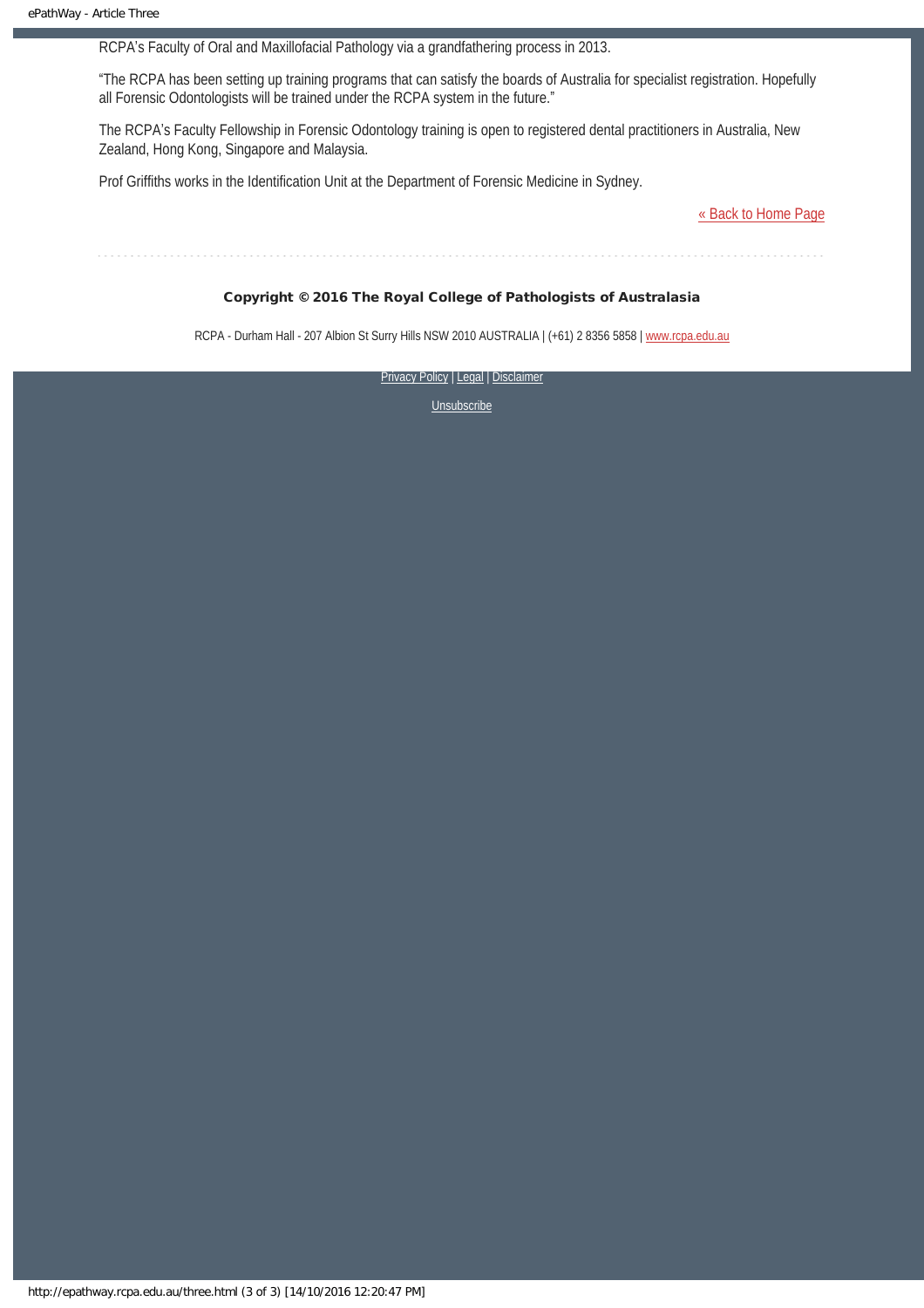RCPA's Faculty of Oral and Maxillofacial Pathology via a grandfathering process in 2013.

"The RCPA has been setting up training programs that can satisfy the boards of Australia for specialist registration. Hopefully all Forensic Odontologists will be trained under the RCPA system in the future."

The RCPA's Faculty Fellowship in Forensic Odontology training is open to registered dental practitioners in Australia, New Zealand, Hong Kong, Singapore and Malaysia.

Prof Griffiths works in the Identification Unit at the Department of Forensic Medicine in Sydney.

« Back to Home Page

**Copyright © 2016 The Royal College of Pathologists of Australasia**

RCPA - Durham Hall - 207 Albion St Surry Hills NSW 2010 AUSTRALIA | (+61) 2 8356 5858 | www.rcpa.edu.au

Privacy Policy | Legal | Disclaimer

Unsubscribe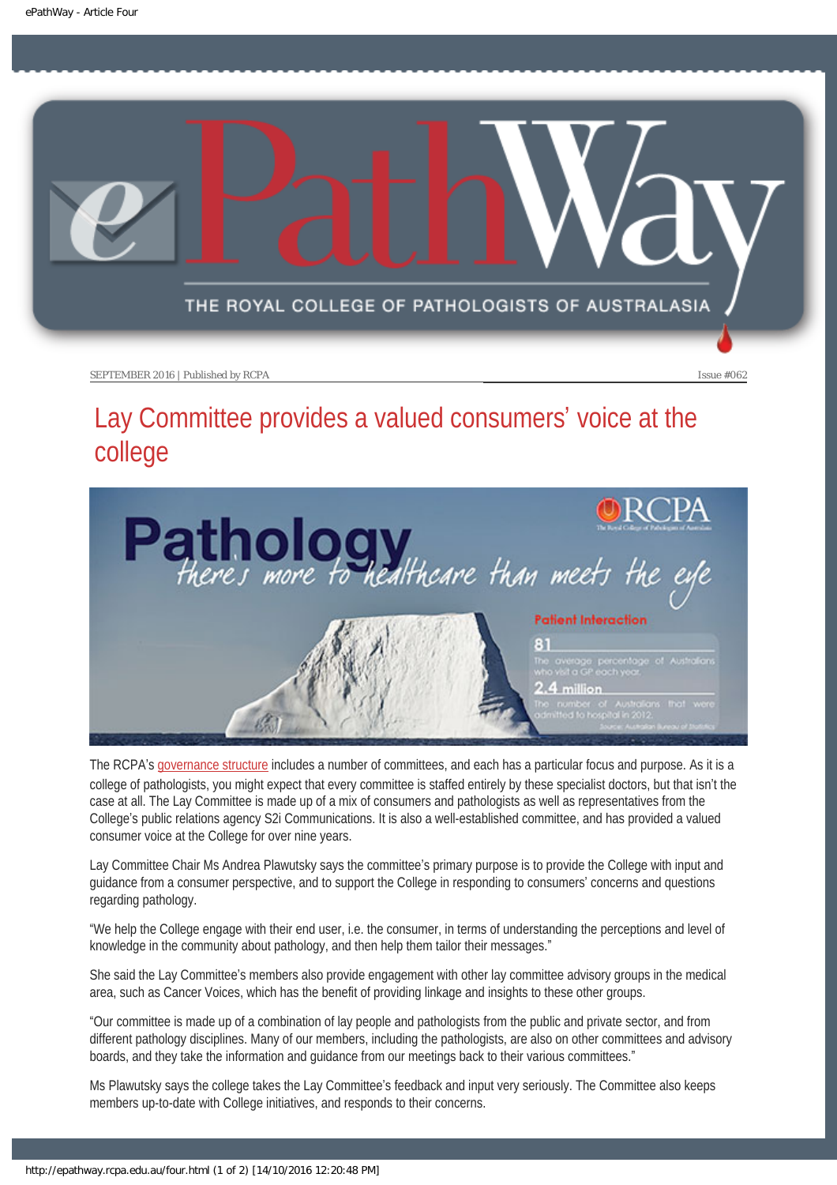SEPTEMBER 2016 | Published by RCPA

Issue #062

# Lay Committee provides a valued consumers' voice at the college

The RCPA's governance structure includes a number of committees, and each has a particular focus and purpose. As it is a college of pathologists, you might expect that every committee is staffed entirely by these specialist doctors, but that isn't the case at all. The Lay Committee is made up of a mix of consumers and pathologists as well as representatives from the College's public relations agency S2i Communications. It is also a well-established committee, and has provided a valued consumer voice at the College for over nine years.

Lay Committee Chair Ms Andrea Plawutsky says the committee's primary purpose is to provide the College with input and guidance from a consumer perspective, and to support the College in responding to consumers' concerns and questions regarding pathology.

"We help the College engage with their end user, i.e. the consumer, in terms of understanding the perceptions and level of knowledge in the community about pathology, and then help them tailor their messages."

She said the Lay Committee's members also provide engagement with other lay committee advisory groups in the medical area, such as Cancer Voices, which has the benefit of providing linkage and insights to these other groups.

"Our committee is made up of a combination of lay people and pathologists from the public and private sector, and from different pathology disciplines. Many of our members, including the pathologists, are also on other committees and advisory boards, and they take the information and guidance from our meetings back to their various committees."

Ms Plawutsky says the college takes the Lay Committee's feedback and input very seriously. The Committee also keeps members up-to-date with College initiatives, and responds to their concerns.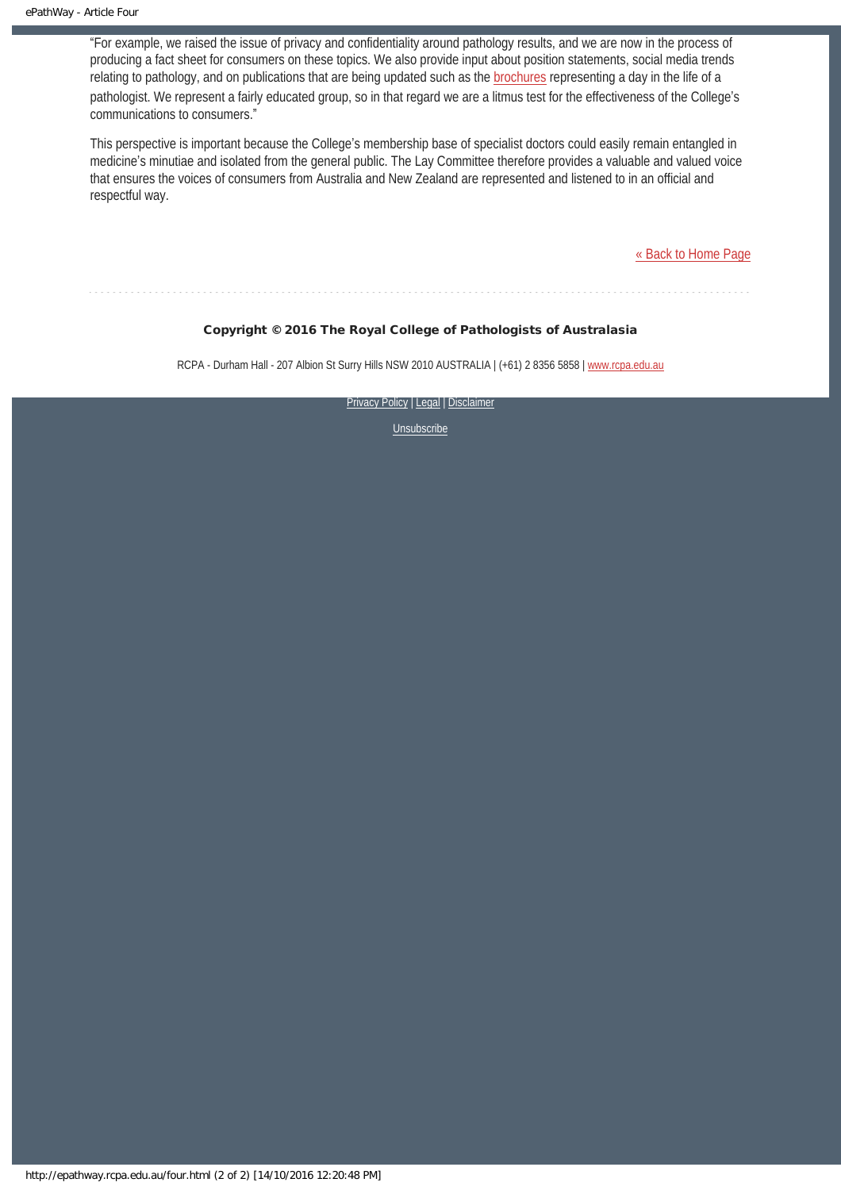"For example, we raised the issue of privacy and confidentiality around pathology results, and we are now in the process of producing a fact sheet for consumers on these topics. We also provide input about position statements, social media trends relating to pathology, and on publications that are being updated such as the brochures representing a day in the life of a pathologist. We represent a fairly educated group, so in that regard we are a litmus test for the effectiveness of the College's communications to consumers."

This perspective is important because the College's membership base of specialist doctors could easily remain entangled in medicine's minutiae and isolated from the general public. The Lay Committee therefore provides a valuable and valued voice that ensures the voices of consumers from Australia and New Zealand are represented and listened to in an official and respectful way.

« Back to Home Page

**Copyright © 2016 The Royal College of Pathologists of Australasia**

RCPA - Durham Hall - 207 Albion St Surry Hills NSW 2010 AUSTRALIA | (+61) 2 8356 5858 | www.rcpa.edu.au

Privacy Policy | Legal | Disclaimer

Unsubscribe